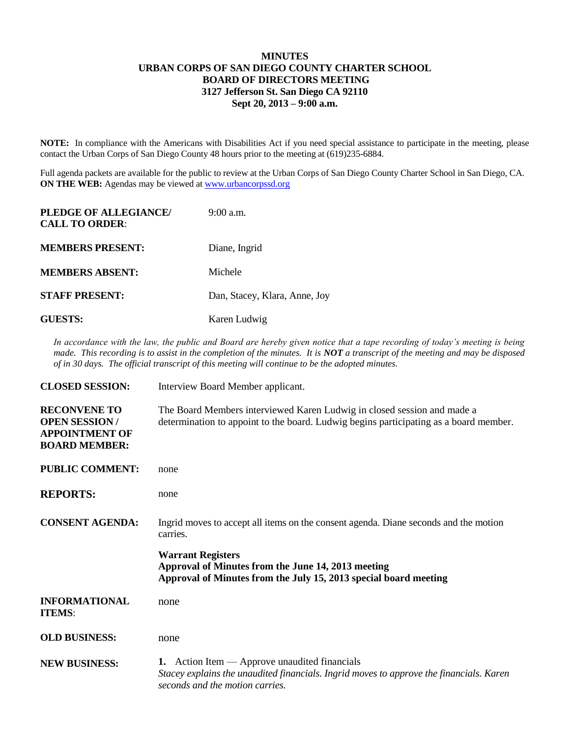**MINUTES**
**URBAN CORPS OF SAN DIEGO COUNTY CHARTER SCHOOL**
**BOARD OF DIRECTORS MEETING**
**3127 Jefferson St. San Diego CA 92110**
**Sept 20, 2013 – 9:00 a.m.**

**NOTE:** In compliance with the Americans with Disabilities Act if you need special assistance to participate in the meeting, please contact the Urban Corps of San Diego County 48 hours prior to the meeting at (619)235-6884.

Full agenda packets are available for the public to review at the Urban Corps of San Diego County Charter School in San Diego, CA.
**ON THE WEB:** Agendas may be viewed at www.urbancorpssd.org

**PLEDGE OF ALLEGIANCE/ CALL TO ORDER**: 9:00 a.m.

**MEMBERS PRESENT:** Diane, Ingrid

**MEMBERS ABSENT:** Michele

**STAFF PRESENT:** Dan, Stacey, Klara, Anne, Joy

**GUESTS:** Karen Ludwig

*In accordance with the law, the public and Board are hereby given notice that a tape recording of today's meeting is being made. This recording is to assist in the completion of the minutes. It is **NOT** a transcript of the meeting and may be disposed of in 30 days. The official transcript of this meeting will continue to be the adopted minutes.*

**CLOSED SESSION:** Interview Board Member applicant.

**RECONVENE TO OPEN SESSION / APPOINTMENT OF BOARD MEMBER:** The Board Members interviewed Karen Ludwig in closed session and made a determination to appoint to the board. Ludwig begins participating as a board member.

**PUBLIC COMMENT:** none

**REPORTS:** none

**CONSENT AGENDA:** Ingrid moves to accept all items on the consent agenda. Diane seconds and the motion carries.

**Warrant Registers**
**Approval of Minutes from the June 14, 2013 meeting**
**Approval of Minutes from the July 15, 2013 special board meeting**

**INFORMATIONAL ITEMS**: none

**OLD BUSINESS:** none

**NEW BUSINESS:**

**1.** Action Item — Approve unaudited financials
*Stacey explains the unaudited financials. Ingrid moves to approve the financials. Karen seconds and the motion carries.*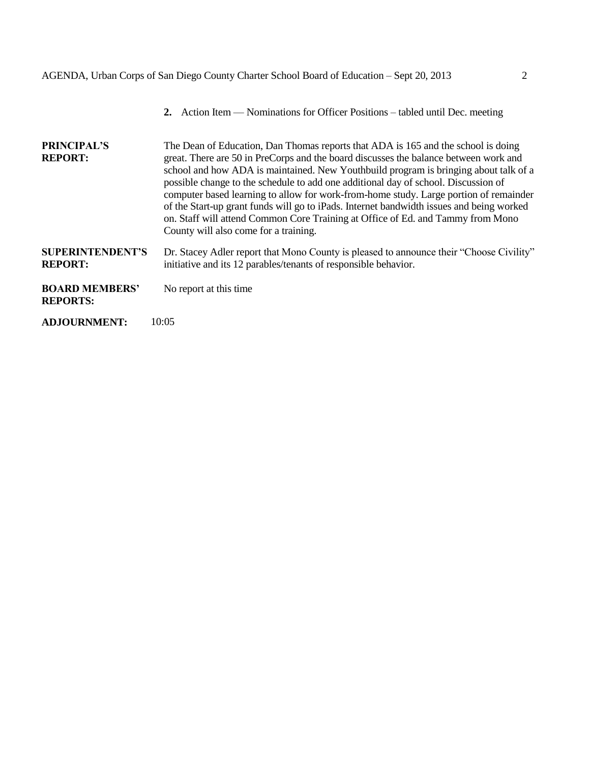2. Action Item — Nominations for Officer Positions – tabled until Dec. meeting

**PRINCIPAL'S REPORT:** The Dean of Education, Dan Thomas reports that ADA is 165 and the school is doing great. There are 50 in PreCorps and the board discusses the balance between work and school and how ADA is maintained. New Youthbuild program is bringing about talk of a possible change to the schedule to add one additional day of school. Discussion of computer based learning to allow for work-from-home study. Large portion of remainder of the Start-up grant funds will go to iPads. Internet bandwidth issues and being worked on. Staff will attend Common Core Training at Office of Ed. and Tammy from Mono County will also come for a training.

**SUPERINTENDENT'S REPORT:** Dr. Stacey Adler report that Mono County is pleased to announce their "Choose Civility" initiative and its 12 parables/tenants of responsible behavior.

**BOARD MEMBERS' REPORTS:** No report at this time

**ADJOURNMENT:** 10:05